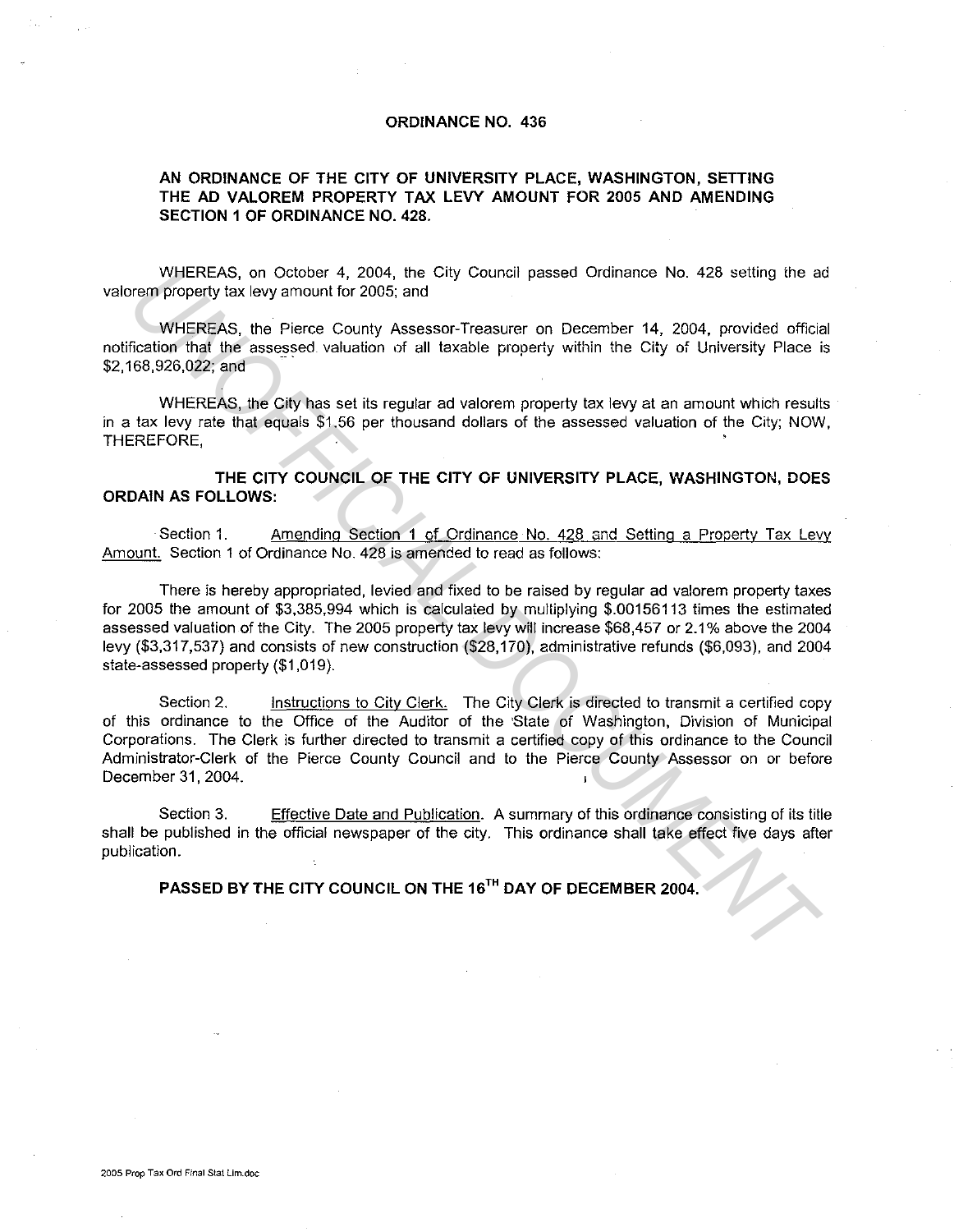# ORDINANCE NO. 436

## AN ORDINANCE OF THE CITY OF UNIVERSITY PLACE, WASHINGTON, SETTING THE AD VALOREM PROPERTY TAX LEVY AMOUNT FOR 2005 AND AMENDING SECTION 1 OF ORDINANCE NO. 428.

WHEREAS, on October 4, 2004, the City Council passed Ordinance No. 428 setting the ad valorem property tax levy amount for 2005; and

WHEREAS, the Pierce County Assessor-Treasurer on December 14, 2004, provided official notification that the assessed valuation of all taxable property within the City of University Place is $2,168,926,022; and

WHEREAS, the City has set its regular ad valorem property tax levy at an amount which results in a tax levy rate that equals $1.56 per thousand dollars of the assessed valuation of the City; NOW, THEREFORE,

**THE CITY COUNCIL OF THE CITY OF UNIVERSITY PLACE, WASHINGTON, DOES ORDAIN AS FOLLOWS:**

Section 1. Amending Section 1 of Ordinance No. 428 and Setting a Property Tax Levy Amount. Section 1 of Ordinance No. 428 is amended to read as follows:

There is hereby appropriated, levied and fixed to be raised by regular ad valorem property taxes for 2005 the amount of $3,385,994 which is calculated by multiplying $.00156113 times the estimated assessed valuation of the City. The 2005 property tax levy will increase $68,457 or 2.1% above the 2004 levy ($3,317,537) and consists of new construction ($28,170), administrative refunds ($6,093), and 2004 state-assessed property ($1,019).

Section 2. Instructions to City Clerk. The City Clerk is directed to transmit a certified copy of this ordinance to the Office of the Auditor of the State of Washington, Division of Municipal Corporations. The Clerk is further directed to transmit a certified copy of this ordinance to the Council Administrator-Clerk of the Pierce County Council and to the Pierce County Assessor on or before December 31, 2004.

Section 3. Effective Date and Publication. A summary of this ordinance consisting of its title shall be published in the official newspaper of the city. This ordinance shall take effect five days after publication.

**PASSED BY THE CITY COUNCIL ON THE 16TH DAY OF DECEMBER 2004.**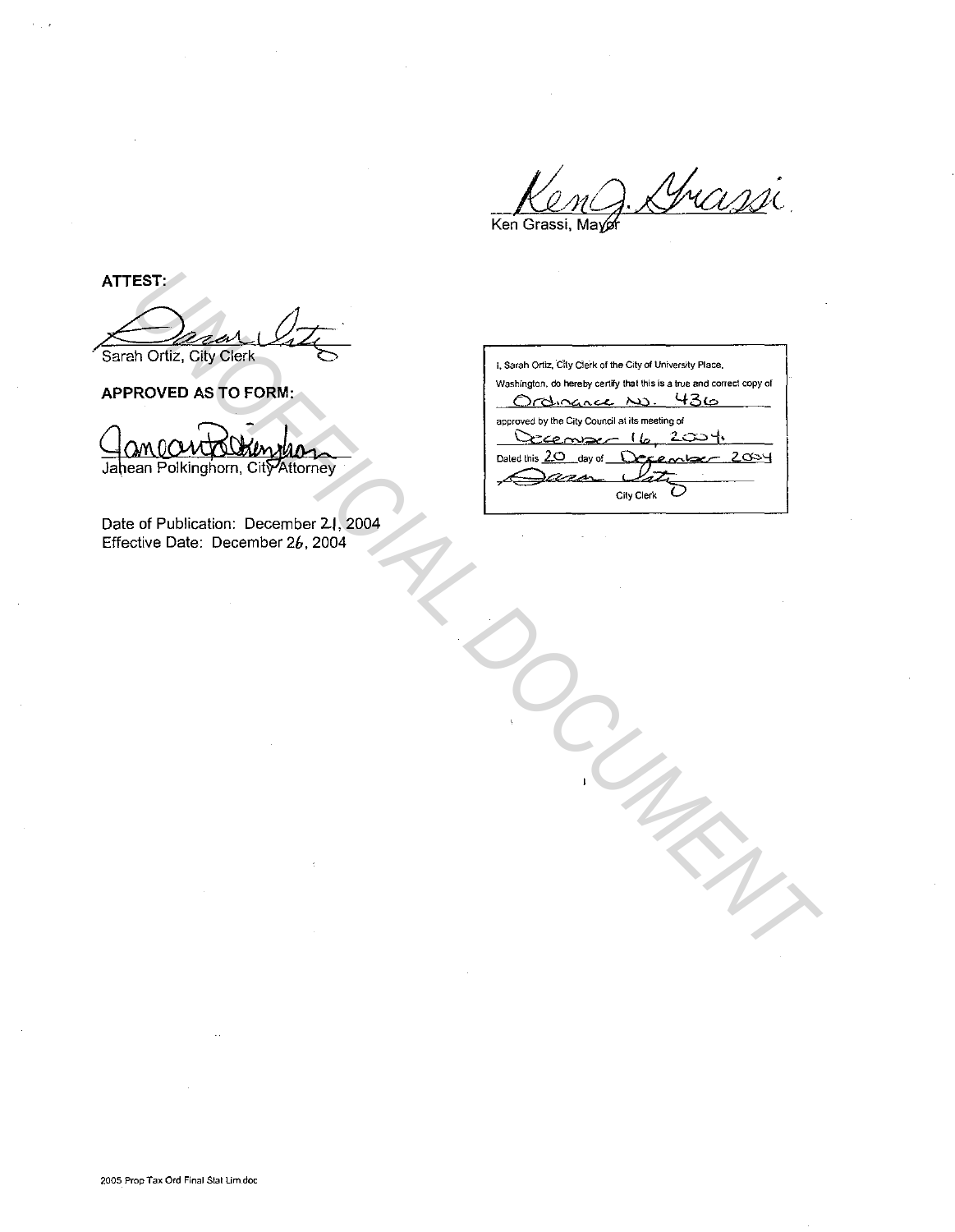Ken Grassi, Mayor

**ATTEST:**

Sarah Ortiz, City Clerk

**APPROVED AS TO FORM:**

Jahean Polkinghorn, City Attorney

Date of Publication: December 21, 2004
Effective Date: December 26, 2004

I, Sarah Ortiz, City Clerk of the City of University Place, Washington, do hereby certify that this is a true and correct copy of Ordinance No. 436 approved by the City Council at its meeting of December 16, 2004.
Dated this 20 day of December 2004

City Clerk

UNOFFICIAL DOCUMENT

2005 Prop Tax Ord Final Stat Lim.doc